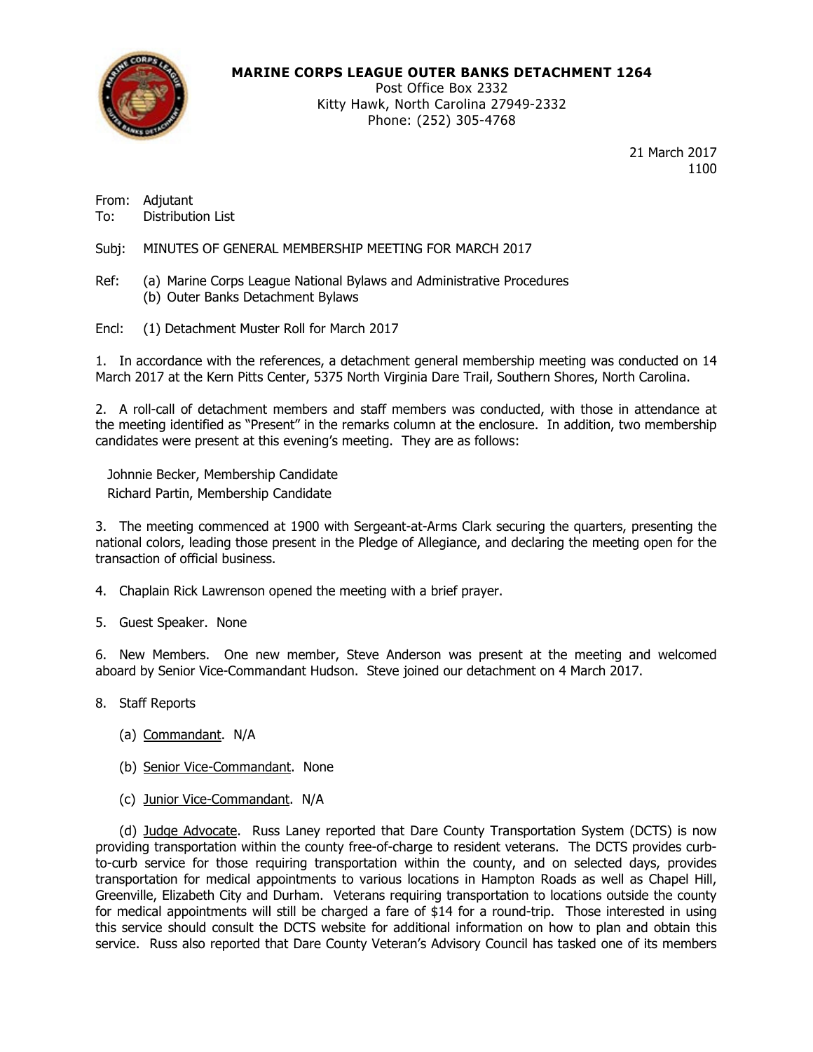**MARINE CORPS LEAGUE OUTER BANKS DETACHMENT 1264**
Post Office Box 2332
Kitty Hawk, North Carolina 27949-2332
Phone: (252) 305-4768

21 March 2017
1100

From: Adjutant
To: Distribution List

Subj: MINUTES OF GENERAL MEMBERSHIP MEETING FOR MARCH 2017

Ref: (a) Marine Corps League National Bylaws and Administrative Procedures
(b) Outer Banks Detachment Bylaws

Encl: (1) Detachment Muster Roll for March 2017

1. In accordance with the references, a detachment general membership meeting was conducted on 14 March 2017 at the Kern Pitts Center, 5375 North Virginia Dare Trail, Southern Shores, North Carolina.

2. A roll-call of detachment members and staff members was conducted, with those in attendance at the meeting identified as "Present" in the remarks column at the enclosure. In addition, two membership candidates were present at this evening's meeting. They are as follows:

Johnnie Becker, Membership Candidate
Richard Partin, Membership Candidate

3. The meeting commenced at 1900 with Sergeant-at-Arms Clark securing the quarters, presenting the national colors, leading those present in the Pledge of Allegiance, and declaring the meeting open for the transaction of official business.

4. Chaplain Rick Lawrenson opened the meeting with a brief prayer.

5. Guest Speaker. None

6. New Members. One new member, Steve Anderson was present at the meeting and welcomed aboard by Senior Vice-Commandant Hudson. Steve joined our detachment on 4 March 2017.

8. Staff Reports

(a) Commandant. N/A

(b) Senior Vice-Commandant. None

(c) Junior Vice-Commandant. N/A

(d) Judge Advocate. Russ Laney reported that Dare County Transportation System (DCTS) is now providing transportation within the county free-of-charge to resident veterans. The DCTS provides curb-to-curb service for those requiring transportation within the county, and on selected days, provides transportation for medical appointments to various locations in Hampton Roads as well as Chapel Hill, Greenville, Elizabeth City and Durham. Veterans requiring transportation to locations outside the county for medical appointments will still be charged a fare of $14 for a round-trip. Those interested in using this service should consult the DCTS website for additional information on how to plan and obtain this service. Russ also reported that Dare County Veteran's Advisory Council has tasked one of its members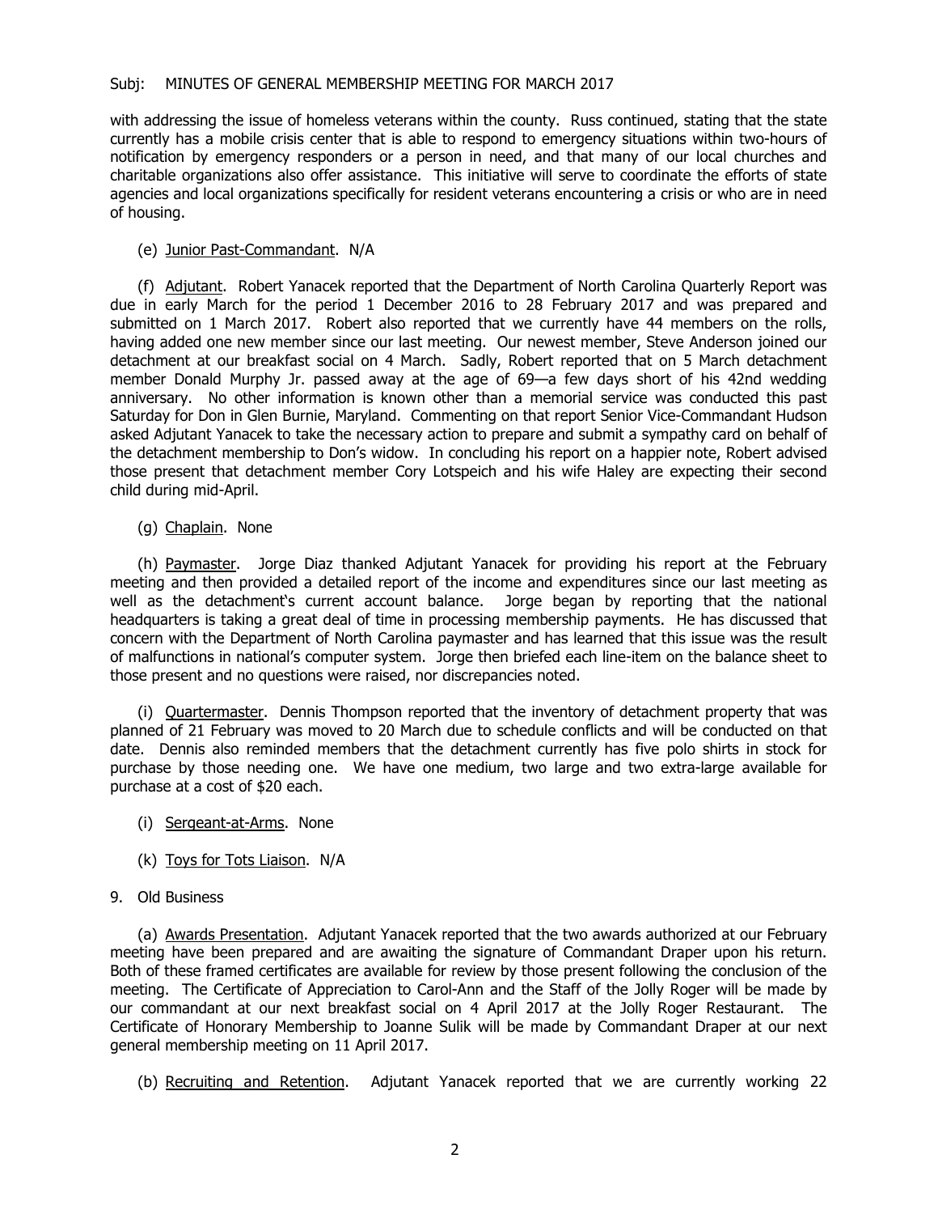with addressing the issue of homeless veterans within the county. Russ continued, stating that the state currently has a mobile crisis center that is able to respond to emergency situations within two-hours of notification by emergency responders or a person in need, and that many of our local churches and charitable organizations also offer assistance. This initiative will serve to coordinate the efforts of state agencies and local organizations specifically for resident veterans encountering a crisis or who are in need of housing.

(e) Junior Past-Commandant. N/A

(f) Adjutant. Robert Yanacek reported that the Department of North Carolina Quarterly Report was due in early March for the period 1 December 2016 to 28 February 2017 and was prepared and submitted on 1 March 2017. Robert also reported that we currently have 44 members on the rolls, having added one new member since our last meeting. Our newest member, Steve Anderson joined our detachment at our breakfast social on 4 March. Sadly, Robert reported that on 5 March detachment member Donald Murphy Jr. passed away at the age of 69—a few days short of his 42nd wedding anniversary. No other information is known other than a memorial service was conducted this past Saturday for Don in Glen Burnie, Maryland. Commenting on that report Senior Vice-Commandant Hudson asked Adjutant Yanacek to take the necessary action to prepare and submit a sympathy card on behalf of the detachment membership to Don's widow. In concluding his report on a happier note, Robert advised those present that detachment member Cory Lotspeich and his wife Haley are expecting their second child during mid-April.

(g) Chaplain. None

(h) Paymaster. Jorge Diaz thanked Adjutant Yanacek for providing his report at the February meeting and then provided a detailed report of the income and expenditures since our last meeting as well as the detachment's current account balance. Jorge began by reporting that the national headquarters is taking a great deal of time in processing membership payments. He has discussed that concern with the Department of North Carolina paymaster and has learned that this issue was the result of malfunctions in national's computer system. Jorge then briefed each line-item on the balance sheet to those present and no questions were raised, nor discrepancies noted.

(i) Quartermaster. Dennis Thompson reported that the inventory of detachment property that was planned of 21 February was moved to 20 March due to schedule conflicts and will be conducted on that date. Dennis also reminded members that the detachment currently has five polo shirts in stock for purchase by those needing one. We have one medium, two large and two extra-large available for purchase at a cost of $20 each.

(i) Sergeant-at-Arms. None

(k) Toys for Tots Liaison. N/A

9. Old Business

(a) Awards Presentation. Adjutant Yanacek reported that the two awards authorized at our February meeting have been prepared and are awaiting the signature of Commandant Draper upon his return. Both of these framed certificates are available for review by those present following the conclusion of the meeting. The Certificate of Appreciation to Carol-Ann and the Staff of the Jolly Roger will be made by our commandant at our next breakfast social on 4 April 2017 at the Jolly Roger Restaurant. The Certificate of Honorary Membership to Joanne Sulik will be made by Commandant Draper at our next general membership meeting on 11 April 2017.

(b) Recruiting and Retention. Adjutant Yanacek reported that we are currently working 22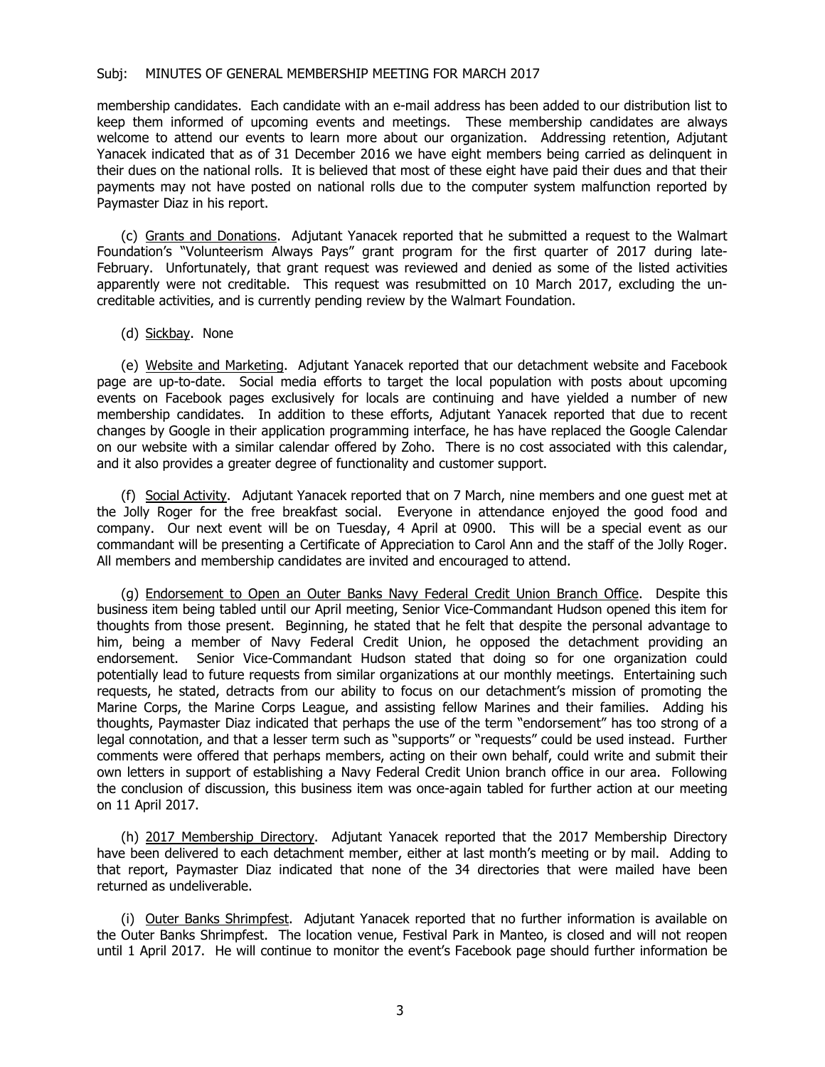membership candidates. Each candidate with an e-mail address has been added to our distribution list to keep them informed of upcoming events and meetings. These membership candidates are always welcome to attend our events to learn more about our organization. Addressing retention, Adjutant Yanacek indicated that as of 31 December 2016 we have eight members being carried as delinquent in their dues on the national rolls. It is believed that most of these eight have paid their dues and that their payments may not have posted on national rolls due to the computer system malfunction reported by Paymaster Diaz in his report.

(c) Grants and Donations. Adjutant Yanacek reported that he submitted a request to the Walmart Foundation's "Volunteerism Always Pays" grant program for the first quarter of 2017 during late-February. Unfortunately, that grant request was reviewed and denied as some of the listed activities apparently were not creditable. This request was resubmitted on 10 March 2017, excluding the un-creditable activities, and is currently pending review by the Walmart Foundation.

(d) Sickbay. None

(e) Website and Marketing. Adjutant Yanacek reported that our detachment website and Facebook page are up-to-date. Social media efforts to target the local population with posts about upcoming events on Facebook pages exclusively for locals are continuing and have yielded a number of new membership candidates. In addition to these efforts, Adjutant Yanacek reported that due to recent changes by Google in their application programming interface, he has have replaced the Google Calendar on our website with a similar calendar offered by Zoho. There is no cost associated with this calendar, and it also provides a greater degree of functionality and customer support.

(f) Social Activity. Adjutant Yanacek reported that on 7 March, nine members and one guest met at the Jolly Roger for the free breakfast social. Everyone in attendance enjoyed the good food and company. Our next event will be on Tuesday, 4 April at 0900. This will be a special event as our commandant will be presenting a Certificate of Appreciation to Carol Ann and the staff of the Jolly Roger. All members and membership candidates are invited and encouraged to attend.

(g) Endorsement to Open an Outer Banks Navy Federal Credit Union Branch Office. Despite this business item being tabled until our April meeting, Senior Vice-Commandant Hudson opened this item for thoughts from those present. Beginning, he stated that he felt that despite the personal advantage to him, being a member of Navy Federal Credit Union, he opposed the detachment providing an endorsement. Senior Vice-Commandant Hudson stated that doing so for one organization could potentially lead to future requests from similar organizations at our monthly meetings. Entertaining such requests, he stated, detracts from our ability to focus on our detachment's mission of promoting the Marine Corps, the Marine Corps League, and assisting fellow Marines and their families. Adding his thoughts, Paymaster Diaz indicated that perhaps the use of the term "endorsement" has too strong of a legal connotation, and that a lesser term such as "supports" or "requests" could be used instead. Further comments were offered that perhaps members, acting on their own behalf, could write and submit their own letters in support of establishing a Navy Federal Credit Union branch office in our area. Following the conclusion of discussion, this business item was once-again tabled for further action at our meeting on 11 April 2017.

(h) 2017 Membership Directory. Adjutant Yanacek reported that the 2017 Membership Directory have been delivered to each detachment member, either at last month's meeting or by mail. Adding to that report, Paymaster Diaz indicated that none of the 34 directories that were mailed have been returned as undeliverable.

(i) Outer Banks Shrimpfest. Adjutant Yanacek reported that no further information is available on the Outer Banks Shrimpfest. The location venue, Festival Park in Manteo, is closed and will not reopen until 1 April 2017. He will continue to monitor the event's Facebook page should further information be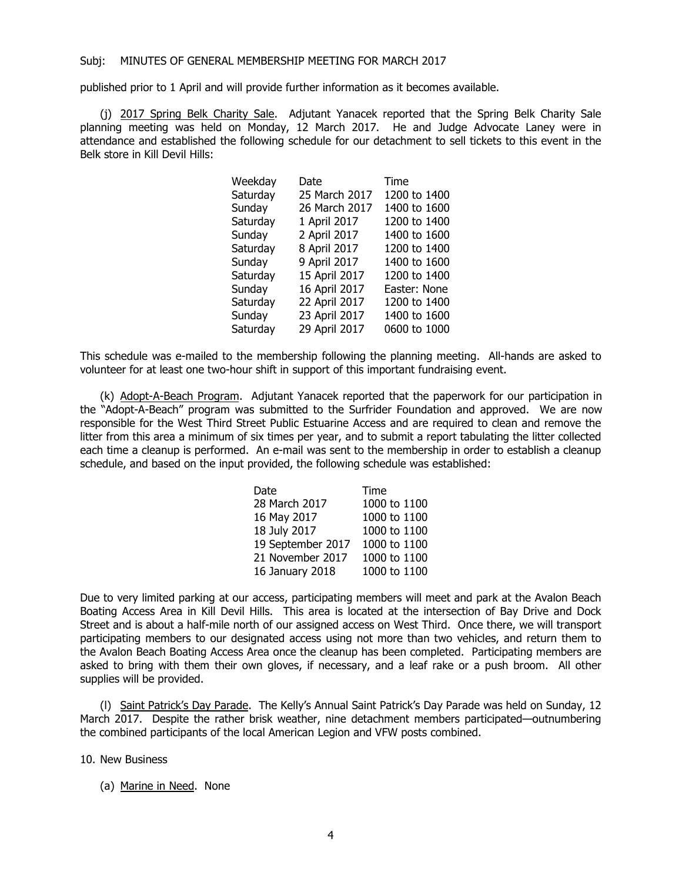published prior to 1 April and will provide further information as it becomes available.

(j) <u>2017 Spring Belk Charity Sale</u>. Adjutant Yanacek reported that the Spring Belk Charity Sale planning meeting was held on Monday, 12 March 2017. He and Judge Advocate Laney were in attendance and established the following schedule for our detachment to sell tickets to this event in the Belk store in Kill Devil Hills:

| Weekday | Date | Time |
|---|---|---|
| Saturday | 25 March 2017 | 1200 to 1400 |
| Sunday | 26 March 2017 | 1400 to 1600 |
| Saturday | 1 April 2017 | 1200 to 1400 |
| Sunday | 2 April 2017 | 1400 to 1600 |
| Saturday | 8 April 2017 | 1200 to 1400 |
| Sunday | 9 April 2017 | 1400 to 1600 |
| Saturday | 15 April 2017 | 1200 to 1400 |
| Sunday | 16 April 2017 | Easter: None |
| Saturday | 22 April 2017 | 1200 to 1400 |
| Sunday | 23 April 2017 | 1400 to 1600 |
| Saturday | 29 April 2017 | 0600 to 1000 |

This schedule was e-mailed to the membership following the planning meeting. All-hands are asked to volunteer for at least one two-hour shift in support of this important fundraising event.

(k) <u>Adopt-A-Beach Program</u>. Adjutant Yanacek reported that the paperwork for our participation in the "Adopt-A-Beach" program was submitted to the Surfrider Foundation and approved. We are now responsible for the West Third Street Public Estuarine Access and are required to clean and remove the litter from this area a minimum of six times per year, and to submit a report tabulating the litter collected each time a cleanup is performed. An e-mail was sent to the membership in order to establish a cleanup schedule, and based on the input provided, the following schedule was established:

| Date | Time |
|---|---|
| 28 March 2017 | 1000 to 1100 |
| 16 May 2017 | 1000 to 1100 |
| 18 July 2017 | 1000 to 1100 |
| 19 September 2017 | 1000 to 1100 |
| 21 November 2017 | 1000 to 1100 |
| 16 January 2018 | 1000 to 1100 |

Due to very limited parking at our access, participating members will meet and park at the Avalon Beach Boating Access Area in Kill Devil Hills. This area is located at the intersection of Bay Drive and Dock Street and is about a half-mile north of our assigned access on West Third. Once there, we will transport participating members to our designated access using not more than two vehicles, and return them to the Avalon Beach Boating Access Area once the cleanup has been completed. Participating members are asked to bring with them their own gloves, if necessary, and a leaf rake or a push broom. All other supplies will be provided.

(l) <u>Saint Patrick's Day Parade</u>. The Kelly's Annual Saint Patrick's Day Parade was held on Sunday, 12 March 2017. Despite the rather brisk weather, nine detachment members participated—outnumbering the combined participants of the local American Legion and VFW posts combined.

10. New Business

(a) <u>Marine in Need</u>. None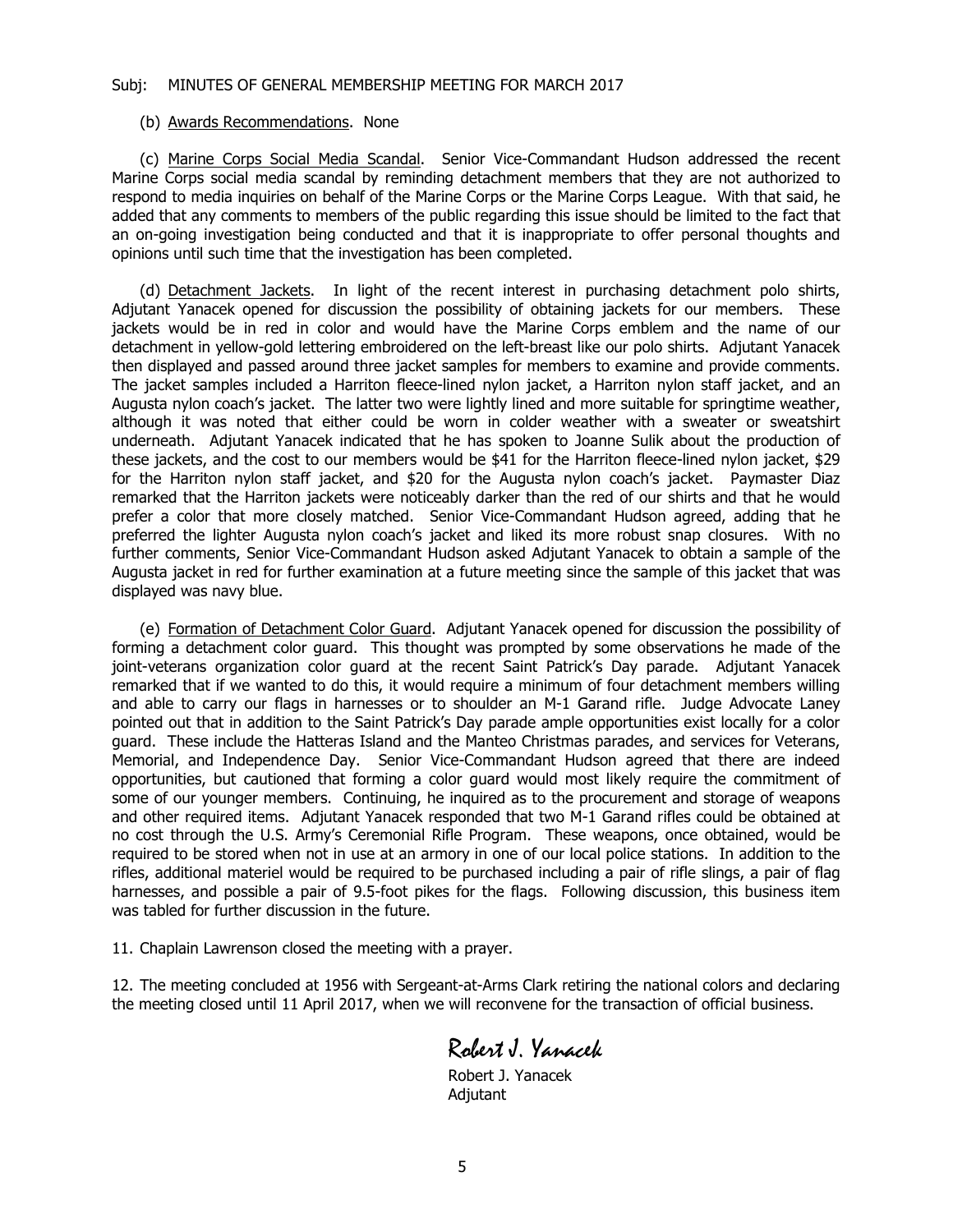Subj: MINUTES OF GENERAL MEMBERSHIP MEETING FOR MARCH 2017

(b) Awards Recommendations. None

(c) Marine Corps Social Media Scandal. Senior Vice-Commandant Hudson addressed the recent Marine Corps social media scandal by reminding detachment members that they are not authorized to respond to media inquiries on behalf of the Marine Corps or the Marine Corps League. With that said, he added that any comments to members of the public regarding this issue should be limited to the fact that an on-going investigation being conducted and that it is inappropriate to offer personal thoughts and opinions until such time that the investigation has been completed.

(d) Detachment Jackets. In light of the recent interest in purchasing detachment polo shirts, Adjutant Yanacek opened for discussion the possibility of obtaining jackets for our members. These jackets would be in red in color and would have the Marine Corps emblem and the name of our detachment in yellow-gold lettering embroidered on the left-breast like our polo shirts. Adjutant Yanacek then displayed and passed around three jacket samples for members to examine and provide comments. The jacket samples included a Harriton fleece-lined nylon jacket, a Harriton nylon staff jacket, and an Augusta nylon coach's jacket. The latter two were lightly lined and more suitable for springtime weather, although it was noted that either could be worn in colder weather with a sweater or sweatshirt underneath. Adjutant Yanacek indicated that he has spoken to Joanne Sulik about the production of these jackets, and the cost to our members would be $41 for the Harriton fleece-lined nylon jacket, $29 for the Harriton nylon staff jacket, and $20 for the Augusta nylon coach's jacket. Paymaster Diaz remarked that the Harriton jackets were noticeably darker than the red of our shirts and that he would prefer a color that more closely matched. Senior Vice-Commandant Hudson agreed, adding that he preferred the lighter Augusta nylon coach's jacket and liked its more robust snap closures. With no further comments, Senior Vice-Commandant Hudson asked Adjutant Yanacek to obtain a sample of the Augusta jacket in red for further examination at a future meeting since the sample of this jacket that was displayed was navy blue.

(e) Formation of Detachment Color Guard. Adjutant Yanacek opened for discussion the possibility of forming a detachment color guard. This thought was prompted by some observations he made of the joint-veterans organization color guard at the recent Saint Patrick's Day parade. Adjutant Yanacek remarked that if we wanted to do this, it would require a minimum of four detachment members willing and able to carry our flags in harnesses or to shoulder an M-1 Garand rifle. Judge Advocate Laney pointed out that in addition to the Saint Patrick's Day parade ample opportunities exist locally for a color guard. These include the Hatteras Island and the Manteo Christmas parades, and services for Veterans, Memorial, and Independence Day. Senior Vice-Commandant Hudson agreed that there are indeed opportunities, but cautioned that forming a color guard would most likely require the commitment of some of our younger members. Continuing, he inquired as to the procurement and storage of weapons and other required items. Adjutant Yanacek responded that two M-1 Garand rifles could be obtained at no cost through the U.S. Army's Ceremonial Rifle Program. These weapons, once obtained, would be required to be stored when not in use at an armory in one of our local police stations. In addition to the rifles, additional materiel would be required to be purchased including a pair of rifle slings, a pair of flag harnesses, and possible a pair of 9.5-foot pikes for the flags. Following discussion, this business item was tabled for further discussion in the future.

11. Chaplain Lawrenson closed the meeting with a prayer.

12. The meeting concluded at 1956 with Sergeant-at-Arms Clark retiring the national colors and declaring the meeting closed until 11 April 2017, when we will reconvene for the transaction of official business.

*Robert J. Yanacek*

Robert J. Yanacek
Adjutant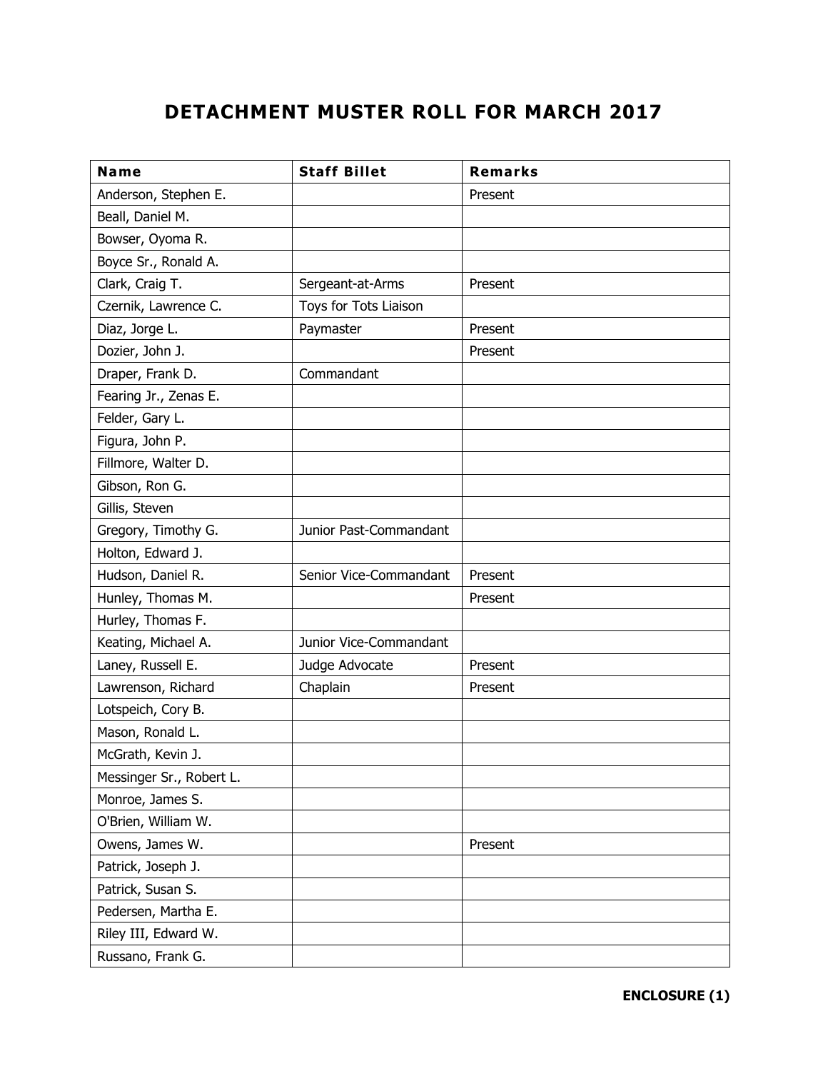# DETACHMENT MUSTER ROLL FOR MARCH 2017

| Name | Staff Billet | Remarks |
|---|---|---|
| Anderson, Stephen E. | | Present |
| Beall, Daniel M. | | |
| Bowser, Oyoma R. | | |
| Boyce Sr., Ronald A. | | |
| Clark, Craig T. | Sergeant-at-Arms | Present |
| Czernik, Lawrence C. | Toys for Tots Liaison | |
| Diaz, Jorge L. | Paymaster | Present |
| Dozier, John J. | | Present |
| Draper, Frank D. | Commandant | |
| Fearing Jr., Zenas E. | | |
| Felder, Gary L. | | |
| Figura, John P. | | |
| Fillmore, Walter D. | | |
| Gibson, Ron G. | | |
| Gillis, Steven | | |
| Gregory, Timothy G. | Junior Past-Commandant | |
| Holton, Edward J. | | |
| Hudson, Daniel R. | Senior Vice-Commandant | Present |
| Hunley, Thomas M. | | Present |
| Hurley, Thomas F. | | |
| Keating, Michael A. | Junior Vice-Commandant | |
| Laney, Russell E. | Judge Advocate | Present |
| Lawrenson, Richard | Chaplain | Present |
| Lotspeich, Cory B. | | |
| Mason, Ronald L. | | |
| McGrath, Kevin J. | | |
| Messinger Sr., Robert L. | | |
| Monroe, James S. | | |
| O'Brien, William W. | | |
| Owens, James W. | | Present |
| Patrick, Joseph J. | | |
| Patrick, Susan S. | | |
| Pedersen, Martha E. | | |
| Riley III, Edward W. | | |
| Russano, Frank G. | | |

**ENCLOSURE (1)**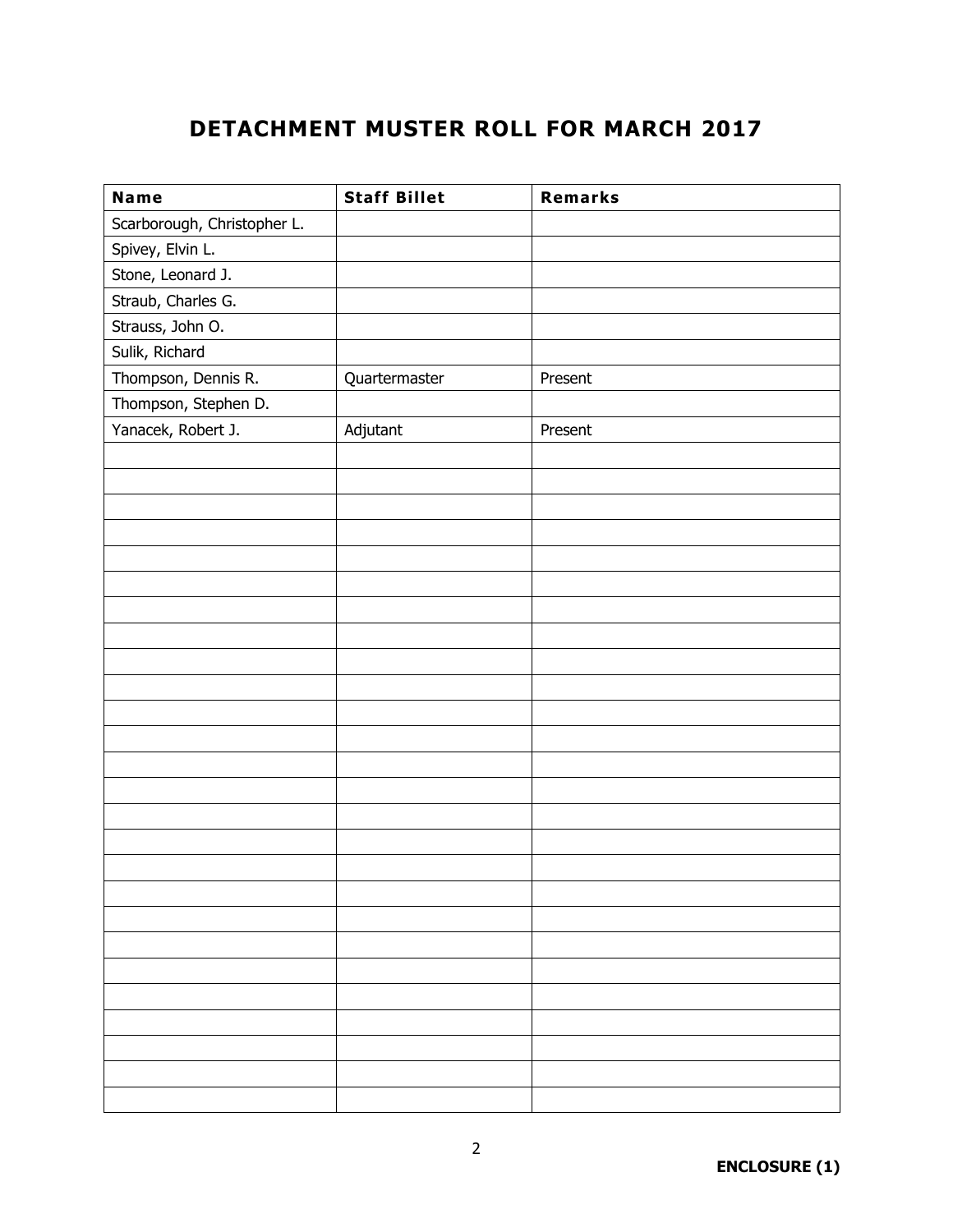# DETACHMENT MUSTER ROLL FOR MARCH 2017

| Name | Staff Billet | Remarks |
|---|---|---|
| Scarborough, Christopher L. | | |
| Spivey, Elvin L. | | |
| Stone, Leonard J. | | |
| Straub, Charles G. | | |
| Strauss, John O. | | |
| Sulik, Richard | | |
| Thompson, Dennis R. | Quartermaster | Present |
| Thompson, Stephen D. | | |
| Yanacek, Robert J. | Adjutant | Present |
| | | |
| | | |
| | | |
| | | |
| | | |
| | | |
| | | |
| | | |
| | | |
| | | |
| | | |
| | | |
| | | |
| | | |
| | | |
| | | |
| | | |
| | | |
| | | |
| | | |
| | | |
| | | |
| | | |
| | | |
| | | |
| | | |

**ENCLOSURE (1)**